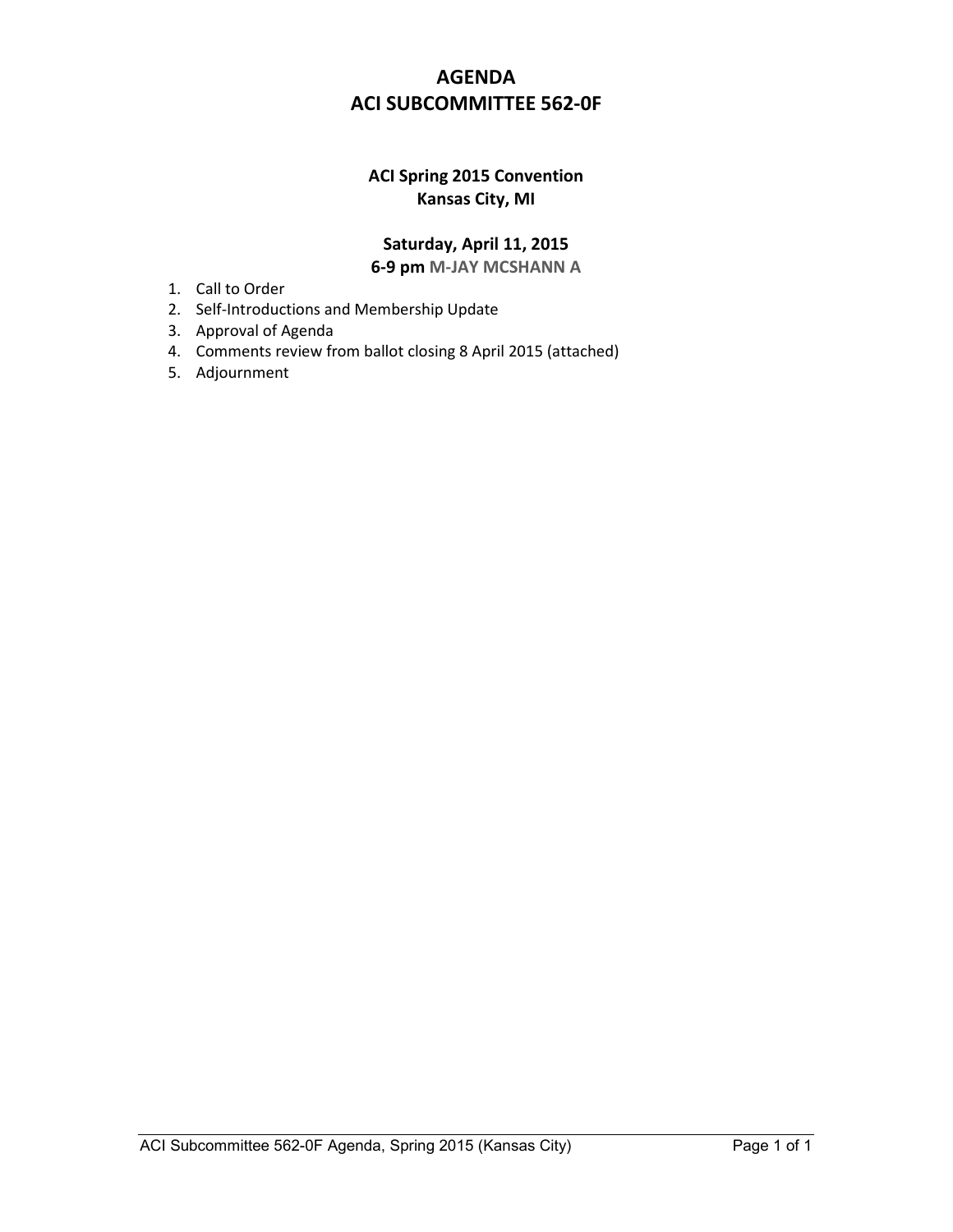# AGENDA
# ACI SUBCOMMITTEE 562-0F

### ACI Spring 2015 Convention
### Kansas City, MI

### Saturday, April 11, 2015
**6-9 pm M-JAY MCSHANN A**

1. Call to Order
2. Self-Introductions and Membership Update
3. Approval of Agenda
4. Comments review from ballot closing 8 April 2015 (attached)
5. Adjournment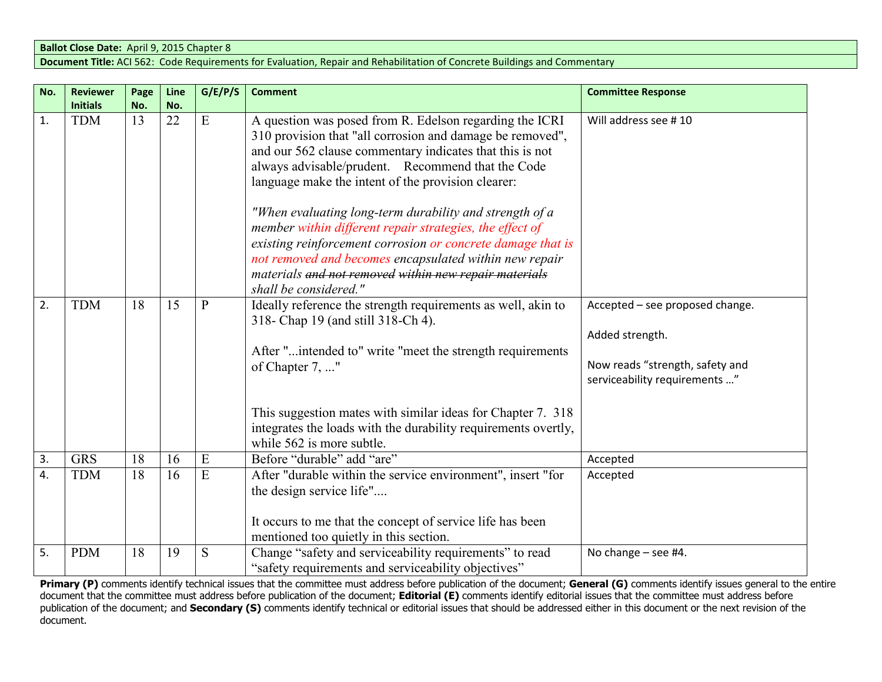**Ballot Close Date:** April 9, 2015 Chapter 8

**Document Title:** ACI 562: Code Requirements for Evaluation, Repair and Rehabilitation of Concrete Buildings and Commentary

| No. | Reviewer Initials | Page No. | Line No. | G/E/P/S | Comment | Committee Response |
|---|---|---|---|---|---|---|
| 1. | TDM | 13 | 22 | E | A question was posed from R. Edelson regarding the ICRI 310 provision that "all corrosion and damage be removed", and our 562 clause commentary indicates that this is not always advisable/prudent. Recommend that the Code language make the intent of the provision clearer:<br><br>*"When evaluating long-term durability and strength of a member within different repair strategies, the effect of existing reinforcement corrosion or concrete damage that is not removed and becomes encapsulated within new repair materials ~~and not removed~~ ~~within new repair materials~~ shall be considered."* | Will address see # 10 |
| 2. | TDM | 18 | 15 | P | Ideally reference the strength requirements as well, akin to 318- Chap 19 (and still 318-Ch 4).<br><br>After "...intended to" write "meet the strength requirements of Chapter 7, ..."<br><br>This suggestion mates with similar ideas for Chapter 7. 318 integrates the loads with the durability requirements overtly, while 562 is more subtle. | Accepted – see proposed change.<br><br>Added strength.<br><br>Now reads "strength, safety and serviceability requirements …" |
| 3. | GRS | 18 | 16 | E | Before "durable" add "are" | Accepted |
| 4. | TDM | 18 | 16 | E | After "durable within the service environment", insert "for the design service life"....<br><br>It occurs to me that the concept of service life has been mentioned too quietly in this section. | Accepted |
| 5. | PDM | 18 | 19 | S | Change "safety and serviceability requirements" to read "safety requirements and serviceability objectives" | No change – see #4. |

**Primary (P)** comments identify technical issues that the committee must address before publication of the document; **General (G)** comments identify issues general to the entire document that the committee must address before publication of the document; **Editorial (E)** comments identify editorial issues that the committee must address before publication of the document; and **Secondary (S)** comments identify technical or editorial issues that should be addressed either in this document or the next revision of the document.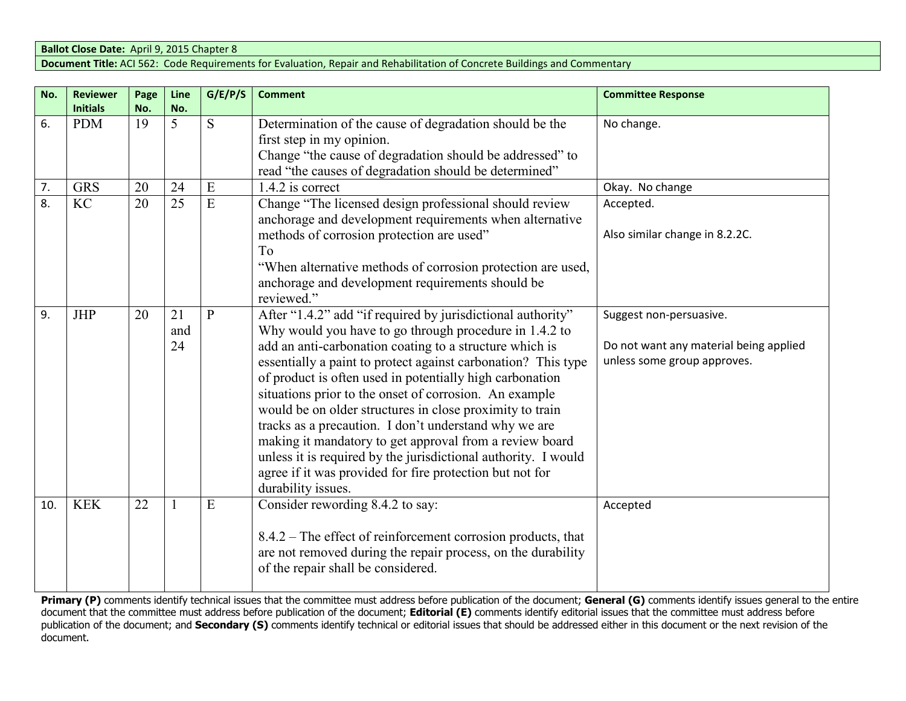| **Ballot Close Date:** April 9, 2015 Chapter 8 |
|---|
| **Document Title:** ACI 562: Code Requirements for Evaluation, Repair and Rehabilitation of Concrete Buildings and Commentary |

| No. | Reviewer Initials | Page No. | Line No. | G/E/P/S | Comment | Committee Response |
|---|---|---|---|---|---|---|
| 6. | PDM | 19 | 5 | S | Determination of the cause of degradation should be the first step in my opinion.<br>Change "the cause of degradation should be addressed" to read "the causes of degradation should be determined" | No change. |
| 7. | GRS | 20 | 24 | E | 1.4.2 is correct | Okay. No change |
| 8. | KC | 20 | 25 | E | Change "The licensed design professional should review anchorage and development requirements when alternative methods of corrosion protection are used"<br>To<br>"When alternative methods of corrosion protection are used, anchorage and development requirements should be reviewed." | Accepted.<br><br>Also similar change in 8.2.2C. |
| 9. | JHP | 20 | 21 and 24 | P | After "1.4.2" add "if required by jurisdictional authority" Why would you have to go through procedure in 1.4.2 to add an anti-carbonation coating to a structure which is essentially a paint to protect against carbonation? This type of product is often used in potentially high carbonation situations prior to the onset of corrosion. An example would be on older structures in close proximity to train tracks as a precaution. I don't understand why we are making it mandatory to get approval from a review board unless it is required by the jurisdictional authority. I would agree if it was provided for fire protection but not for durability issues. | Suggest non-persuasive.<br><br>Do not want any material being applied unless some group approves. |
| 10. | KEK | 22 | 1 | E | Consider rewording 8.4.2 to say:<br><br>8.4.2 – The effect of reinforcement corrosion products, that are not removed during the repair process, on the durability of the repair shall be considered. | Accepted |

**Primary (P)** comments identify technical issues that the committee must address before publication of the document; **General (G)** comments identify issues general to the entire document that the committee must address before publication of the document; **Editorial (E)** comments identify editorial issues that the committee must address before publication of the document; and **Secondary (S)** comments identify technical or editorial issues that should be addressed either in this document or the next revision of the document.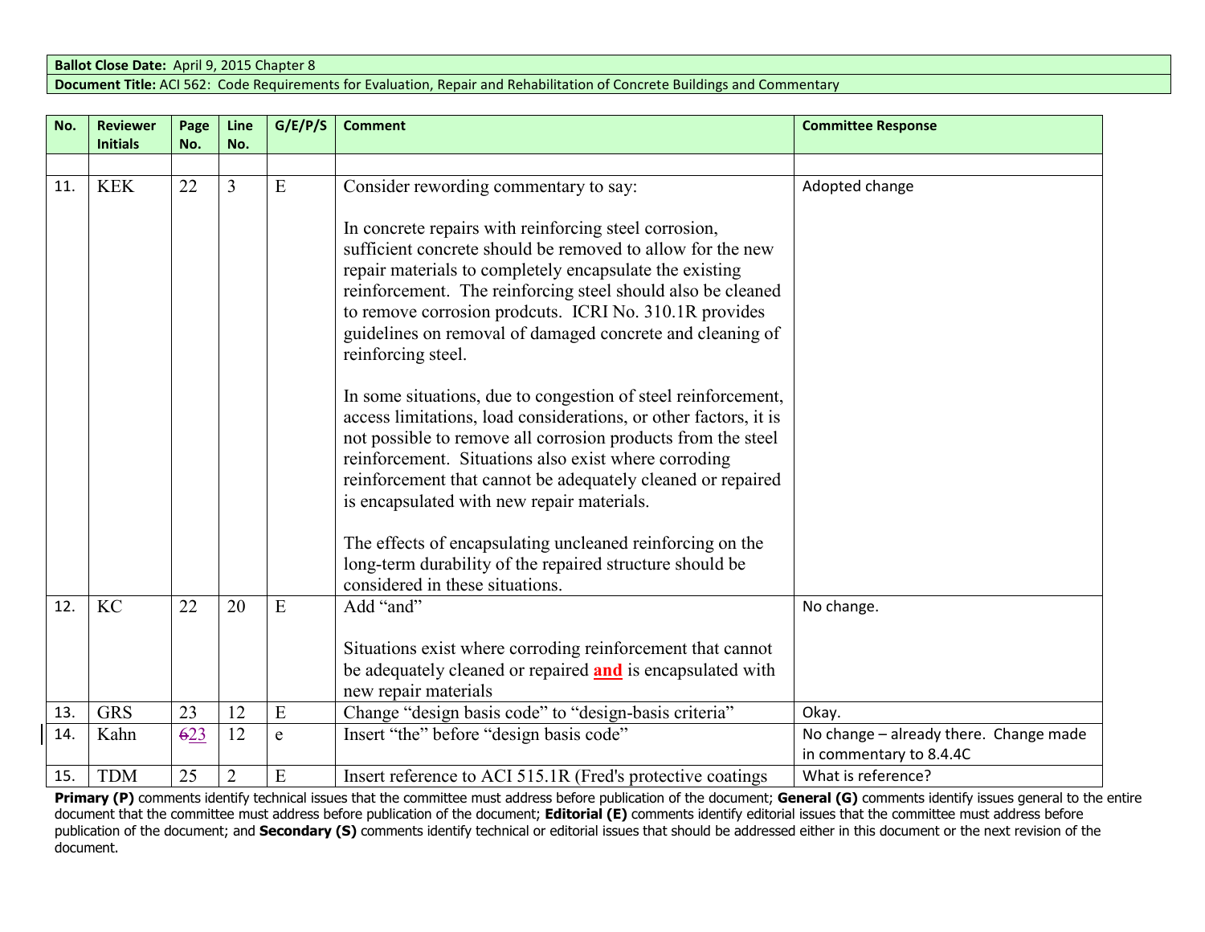**Ballot Close Date:** April 9, 2015 Chapter 8

**Document Title:** ACI 562: Code Requirements for Evaluation, Repair and Rehabilitation of Concrete Buildings and Commentary

| No. | Reviewer Initials | Page No. | Line No. | G/E/P/S | Comment | Committee Response |
|---|---|---|---|---|---|---|
| | | | | | | |
| 11. | KEK | 22 | 3 | E | Consider rewording commentary to say:<br><br>In concrete repairs with reinforcing steel corrosion, sufficient concrete should be removed to allow for the new repair materials to completely encapsulate the existing reinforcement. The reinforcing steel should also be cleaned to remove corrosion prodcuts. ICRI No. 310.1R provides guidelines on removal of damaged concrete and cleaning of reinforcing steel.<br><br>In some situations, due to congestion of steel reinforcement, access limitations, load considerations, or other factors, it is not possible to remove all corrosion products from the steel reinforcement. Situations also exist where corroding reinforcement that cannot be adequately cleaned or repaired is encapsulated with new repair materials.<br><br>The effects of encapsulating uncleaned reinforcing on the long-term durability of the repaired structure should be considered in these situations. | Adopted change |
| 12. | KC | 22 | 20 | E | Add "and"<br><br>Situations exist where corroding reinforcement that cannot be adequately cleaned or repaired **and** is encapsulated with new repair materials | No change. |
| 13. | GRS | 23 | 12 | E | Change "design basis code" to "design-basis criteria" | Okay. |
| 14. | Kahn | ~~6~~23 | 12 | e | Insert "the" before "design basis code" | No change – already there. Change made in commentary to 8.4.4C |
| 15. | TDM | 25 | 2 | E | Insert reference to ACI 515.1R (Fred's protective coatings | What is reference? |

**Primary (P)** comments identify technical issues that the committee must address before publication of the document; **General (G)** comments identify issues general to the entire document that the committee must address before publication of the document; **Editorial (E)** comments identify editorial issues that the committee must address before publication of the document; and **Secondary (S)** comments identify technical or editorial issues that should be addressed either in this document or the next revision of the document.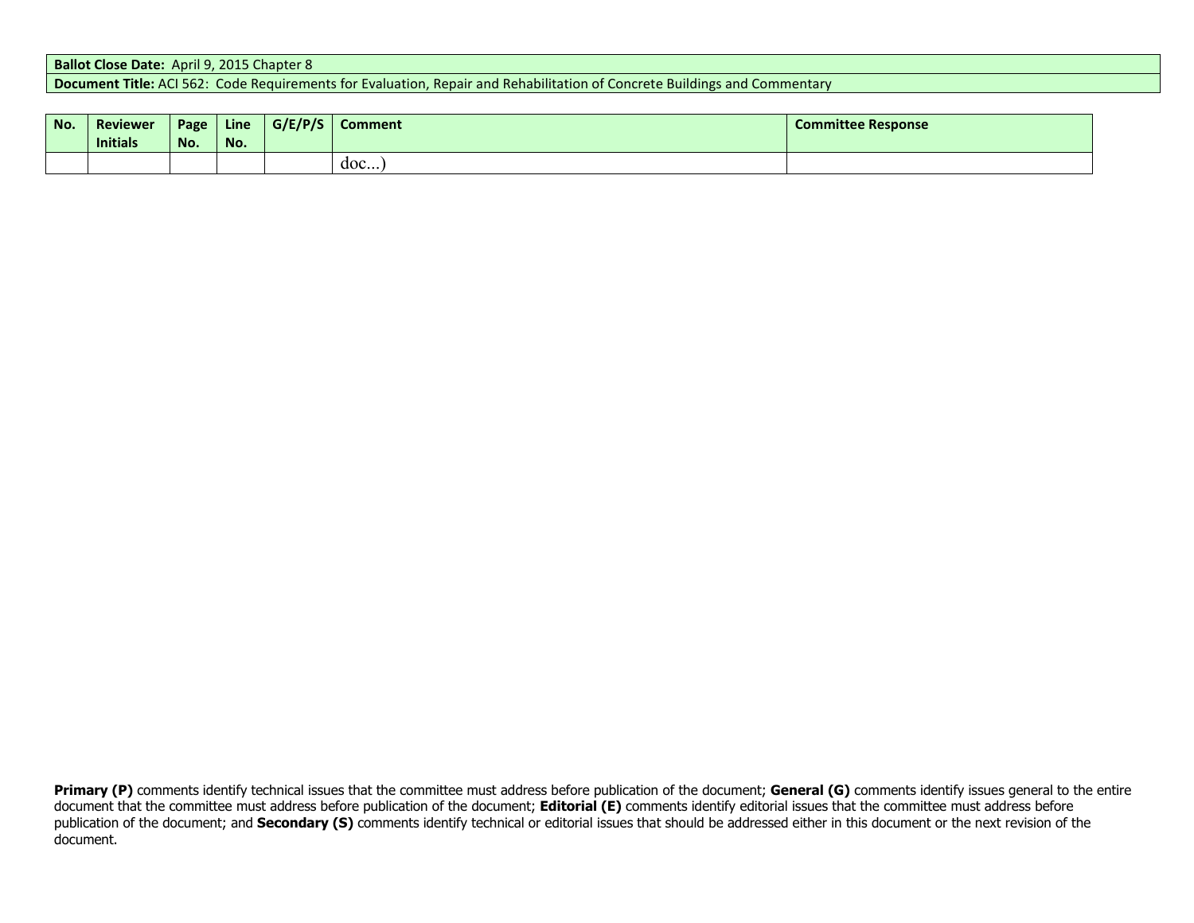| **Ballot Close Date:** April 9, 2015 Chapter 8 |
|---|
| **Document Title:** ACI 562: Code Requirements for Evaluation, Repair and Rehabilitation of Concrete Buildings and Commentary |

| No. | Reviewer Initials | Page No. | Line No. | G/E/P/S | Comment | Committee Response |
|---|---|---|---|---|---|---|
| | | | | | doc...) | |

**Primary (P)** comments identify technical issues that the committee must address before publication of the document; **General (G)** comments identify issues general to the entire document that the committee must address before publication of the document; **Editorial (E)** comments identify editorial issues that the committee must address before publication of the document; and **Secondary (S)** comments identify technical or editorial issues that should be addressed either in this document or the next revision of the document.